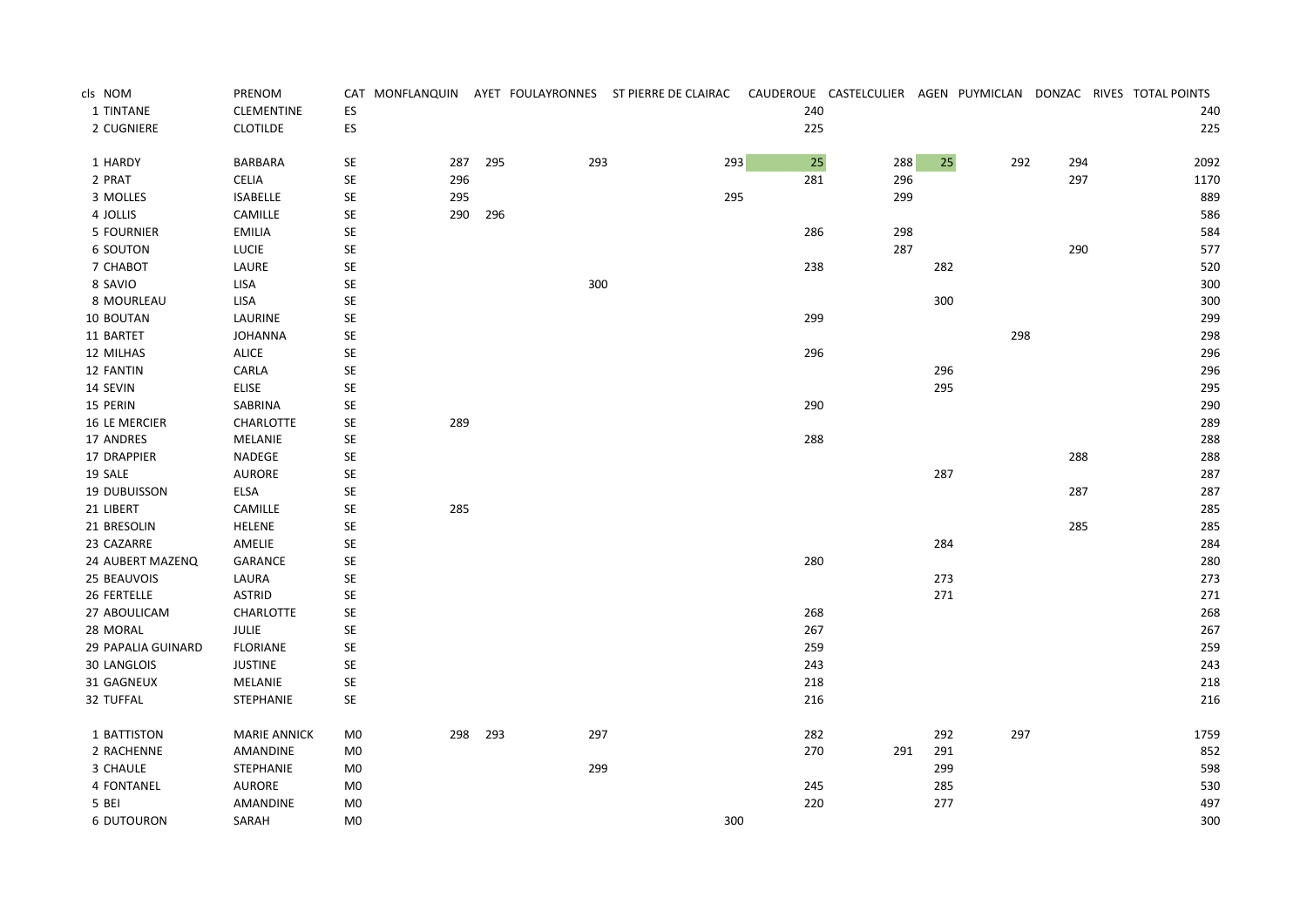| cls | NOM | PRENOM | CAT | MONFLANQUIN | AYET | FOULAYRONNES | ST PIERRE DE CLAIRAC | CAUDEROUE | CASTELCULIER | AGEN | PUYMICLAN | DONZAC | RIVES | TOTAL POINTS |
|---|---|---|---|---|---|---|---|---|---|---|---|---|---|---|
| 1 | TINTANE | CLEMENTINE | ES | | | | | 240 | | | | | | 240 |
| 2 | CUGNIERE | CLOTILDE | ES | | | | | 225 | | | | | | 225 |
| 1 | HARDY | BARBARA | SE | 287 | 295 | 293 | 293 | 25 | 288 | 25 | 292 | 294 | | 2092 |
| 2 | PRAT | CELIA | SE | 296 | | | | 281 | 296 | | | 297 | | 1170 |
| 3 | MOLLES | ISABELLE | SE | 295 | | | 295 | | 299 | | | | | 889 |
| 4 | JOLLIS | CAMILLE | SE | 290 | 296 | | | | | | | | | 586 |
| 5 | FOURNIER | EMILIA | SE | | | | | 286 | 298 | | | | | 584 |
| 6 | SOUTON | LUCIE | SE | | | | | | 287 | | | 290 | | 577 |
| 7 | CHABOT | LAURE | SE | | | | | 238 | | 282 | | | | 520 |
| 8 | SAVIO | LISA | SE | | | 300 | | | | | | | | 300 |
| 8 | MOURLEAU | LISA | SE | | | | | | | 300 | | | | 300 |
| 10 | BOUTAN | LAURINE | SE | | | | | 299 | | | | | | 299 |
| 11 | BARTET | JOHANNA | SE | | | | | | | | 298 | | | 298 |
| 12 | MILHAS | ALICE | SE | | | | | 296 | | | | | | 296 |
| 12 | FANTIN | CARLA | SE | | | | | | | 296 | | | | 296 |
| 14 | SEVIN | ELISE | SE | | | | | | | 295 | | | | 295 |
| 15 | PERIN | SABRINA | SE | | | | | 290 | | | | | | 290 |
| 16 | LE MERCIER | CHARLOTTE | SE | 289 | | | | | | | | | | 289 |
| 17 | ANDRES | MELANIE | SE | | | | | 288 | | | | | | 288 |
| 17 | DRAPPIER | NADEGE | SE | | | | | | | | | 288 | | 288 |
| 19 | SALE | AURORE | SE | | | | | | | 287 | | | | 287 |
| 19 | DUBUISSON | ELSA | SE | | | | | | | | | 287 | | 287 |
| 21 | LIBERT | CAMILLE | SE | 285 | | | | | | | | | | 285 |
| 21 | BRESOLIN | HELENE | SE | | | | | | | | | 285 | | 285 |
| 23 | CAZARRE | AMELIE | SE | | | | | | | 284 | | | | 284 |
| 24 | AUBERT MAZENQ | GARANCE | SE | | | | | 280 | | | | | | 280 |
| 25 | BEAUVOIS | LAURA | SE | | | | | | | 273 | | | | 273 |
| 26 | FERTELLE | ASTRID | SE | | | | | | | 271 | | | | 271 |
| 27 | ABOULICAM | CHARLOTTE | SE | | | | | 268 | | | | | | 268 |
| 28 | MORAL | JULIE | SE | | | | | 267 | | | | | | 267 |
| 29 | PAPALIA GUINARD | FLORIANE | SE | | | | | 259 | | | | | | 259 |
| 30 | LANGLOIS | JUSTINE | SE | | | | | 243 | | | | | | 243 |
| 31 | GAGNEUX | MELANIE | SE | | | | | 218 | | | | | | 218 |
| 32 | TUFFAL | STEPHANIE | SE | | | | | 216 | | | | | | 216 |
| 1 | BATTISTON | MARIE ANNICK | M0 | 298 | 293 | 297 | | 282 | | 292 | 297 | | | 1759 |
| 2 | RACHENNE | AMANDINE | M0 | | | | | 270 | 291 | 291 | | | | 852 |
| 3 | CHAULE | STEPHANIE | M0 | | | 299 | | | | 299 | | | | 598 |
| 4 | FONTANEL | AURORE | M0 | | | | | 245 | | 285 | | | | 530 |
| 5 | BEI | AMANDINE | M0 | | | | | 220 | | 277 | | | | 497 |
| 6 | DUTOURON | SARAH | M0 | | | | 300 | | | | | | | 300 |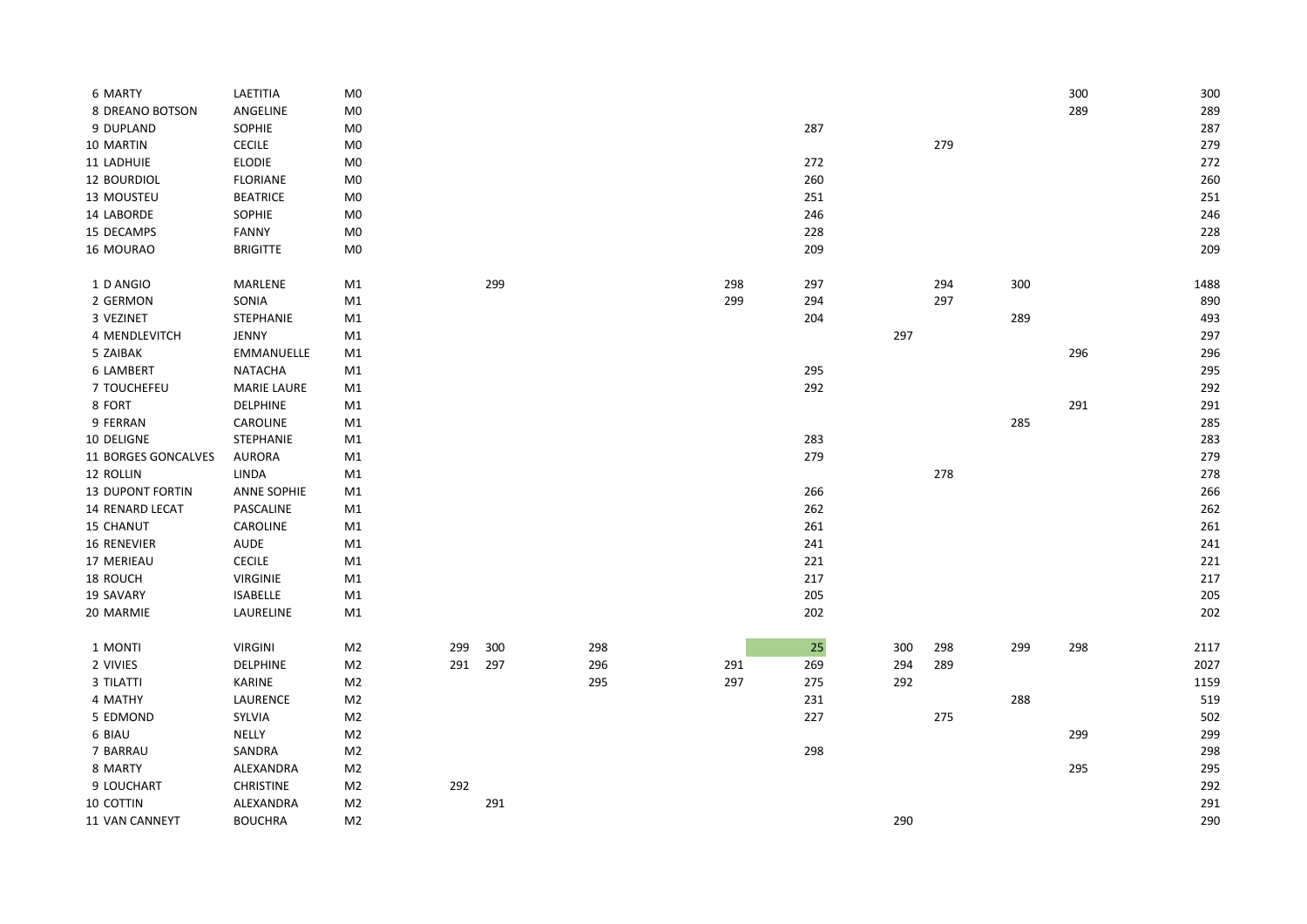| | | | | | | | | | | | | | |
|---|---|---|---|---|---|---|---|---|---|---|---|---|---|
| 6 | MARTY | LAETITIA | M0 | | | | | | | | | 300 | 300 |
| 8 | DREANO BOTSON | ANGELINE | M0 | | | | | | | | | 289 | 289 |
| 9 | DUPLAND | SOPHIE | M0 | | | | | 287 | | | | | 287 |
| 10 | MARTIN | CECILE | M0 | | | | | | | 279 | | | 279 |
| 11 | LADHUIE | ELODIE | M0 | | | | | 272 | | | | | 272 |
| 12 | BOURDIOL | FLORIANE | M0 | | | | | 260 | | | | | 260 |
| 13 | MOUSTEU | BEATRICE | M0 | | | | | 251 | | | | | 251 |
| 14 | LABORDE | SOPHIE | M0 | | | | | 246 | | | | | 246 |
| 15 | DECAMPS | FANNY | M0 | | | | | 228 | | | | | 228 |
| 16 | MOURAO | BRIGITTE | M0 | | | | | 209 | | | | | 209 |
| | | | | | | | | | | | | | |
| 1 | D ANGIO | MARLENE | M1 | | 299 | | 298 | 297 | | 294 | 300 | | 1488 |
| 2 | GERMON | SONIA | M1 | | | | 299 | 294 | | 297 | | | 890 |
| 3 | VEZINET | STEPHANIE | M1 | | | | | 204 | | | 289 | | 493 |
| 4 | MENDLEVITCH | JENNY | M1 | | | | | | 297 | | | | 297 |
| 5 | ZAIBAK | EMMANUELLE | M1 | | | | | | | | | 296 | 296 |
| 6 | LAMBERT | NATACHA | M1 | | | | | 295 | | | | | 295 |
| 7 | TOUCHEFEU | MARIE LAURE | M1 | | | | | 292 | | | | | 292 |
| 8 | FORT | DELPHINE | M1 | | | | | | | | | 291 | 291 |
| 9 | FERRAN | CAROLINE | M1 | | | | | | | | 285 | | 285 |
| 10 | DELIGNE | STEPHANIE | M1 | | | | | 283 | | | | | 283 |
| 11 | BORGES GONCALVES | AURORA | M1 | | | | | 279 | | | | | 279 |
| 12 | ROLLIN | LINDA | M1 | | | | | | | 278 | | | 278 |
| 13 | DUPONT FORTIN | ANNE SOPHIE | M1 | | | | | 266 | | | | | 266 |
| 14 | RENARD LECAT | PASCALINE | M1 | | | | | 262 | | | | | 262 |
| 15 | CHANUT | CAROLINE | M1 | | | | | 261 | | | | | 261 |
| 16 | RENEVIER | AUDE | M1 | | | | | 241 | | | | | 241 |
| 17 | MERIEAU | CECILE | M1 | | | | | 221 | | | | | 221 |
| 18 | ROUCH | VIRGINIE | M1 | | | | | 217 | | | | | 217 |
| 19 | SAVARY | ISABELLE | M1 | | | | | 205 | | | | | 205 |
| 20 | MARMIE | LAURELINE | M1 | | | | | 202 | | | | | 202 |
| | | | | | | | | | | | | | |
| 1 | MONTI | VIRGINI | M2 | 299 | 300 | 298 | | 25 | 300 | 298 | 299 | 298 | 2117 |
| 2 | VIVIES | DELPHINE | M2 | 291 | 297 | 296 | 291 | 269 | 294 | 289 | | | 2027 |
| 3 | TILATTI | KARINE | M2 | | | 295 | 297 | 275 | 292 | | | | 1159 |
| 4 | MATHY | LAURENCE | M2 | | | | | 231 | | | 288 | | 519 |
| 5 | EDMOND | SYLVIA | M2 | | | | | 227 | | 275 | | | 502 |
| 6 | BIAU | NELLY | M2 | | | | | | | | | 299 | 299 |
| 7 | BARRAU | SANDRA | M2 | | | | | 298 | | | | | 298 |
| 8 | MARTY | ALEXANDRA | M2 | | | | | | | | | 295 | 295 |
| 9 | LOUCHART | CHRISTINE | M2 | 292 | | | | | | | | | 292 |
| 10 | COTTIN | ALEXANDRA | M2 | | 291 | | | | | | | | 291 |
| 11 | VAN CANNEYT | BOUCHRA | M2 | | | | | | 290 | | | | 290 |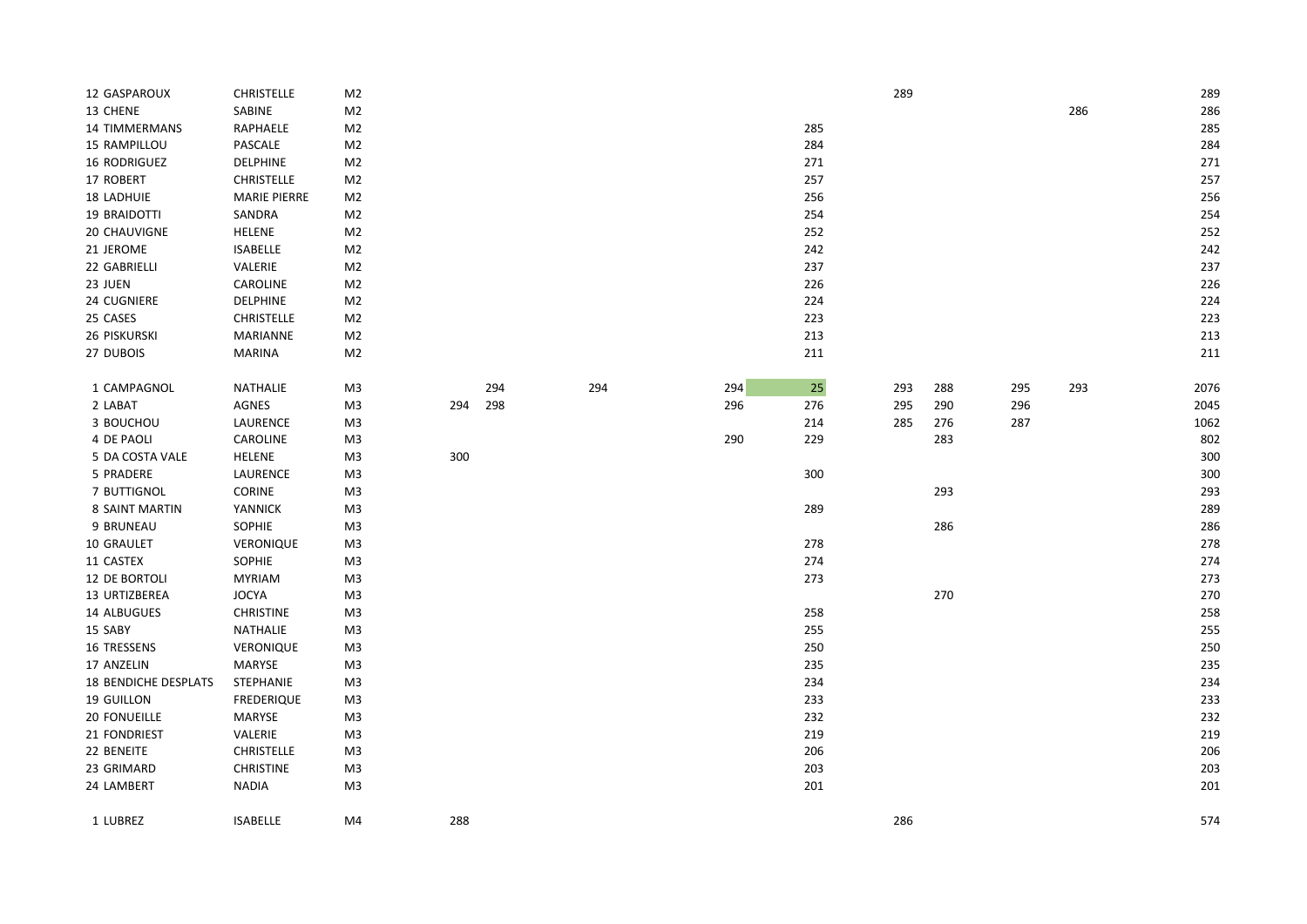| | | | | | | | | | | | | | |
|---|---|---|---|---|---|---|---|---|---|---|---|---|---|
| 12 | GASPAROUX | CHRISTELLE | M2 | | | | | | 289 | | | | 289 |
| 13 | CHENE | SABINE | M2 | | | | | | | | | 286 | 286 |
| 14 | TIMMERMANS | RAPHAELE | M2 | | | | | 285 | | | | | 285 |
| 15 | RAMPILLOU | PASCALE | M2 | | | | | 284 | | | | | 284 |
| 16 | RODRIGUEZ | DELPHINE | M2 | | | | | 271 | | | | | 271 |
| 17 | ROBERT | CHRISTELLE | M2 | | | | | 257 | | | | | 257 |
| 18 | LADHUIE | MARIE PIERRE | M2 | | | | | 256 | | | | | 256 |
| 19 | BRAIDOTTI | SANDRA | M2 | | | | | 254 | | | | | 254 |
| 20 | CHAUVIGNE | HELENE | M2 | | | | | 252 | | | | | 252 |
| 21 | JEROME | ISABELLE | M2 | | | | | 242 | | | | | 242 |
| 22 | GABRIELLI | VALERIE | M2 | | | | | 237 | | | | | 237 |
| 23 | JUEN | CAROLINE | M2 | | | | | 226 | | | | | 226 |
| 24 | CUGNIERE | DELPHINE | M2 | | | | | 224 | | | | | 224 |
| 25 | CASES | CHRISTELLE | M2 | | | | | 223 | | | | | 223 |
| 26 | PISKURSKI | MARIANNE | M2 | | | | | 213 | | | | | 213 |
| 27 | DUBOIS | MARINA | M2 | | | | | 211 | | | | | 211 |
| | | | | | | | | | | | | | |
| 1 | CAMPAGNOL | NATHALIE | M3 | | 294 | 294 | 294 | 25 | 293 | 288 | 295 | 293 | 2076 |
| 2 | LABAT | AGNES | M3 | 294 | 298 | | 296 | 276 | 295 | 290 | 296 | | 2045 |
| 3 | BOUCHOU | LAURENCE | M3 | | | | | 214 | 285 | 276 | 287 | | 1062 |
| 4 | DE PAOLI | CAROLINE | M3 | | | | 290 | 229 | | 283 | | | 802 |
| 5 | DA COSTA VALE | HELENE | M3 | 300 | | | | | | | | | 300 |
| 5 | PRADERE | LAURENCE | M3 | | | | | 300 | | | | | 300 |
| 7 | BUTTIGNOL | CORINE | M3 | | | | | | | 293 | | | 293 |
| 8 | SAINT MARTIN | YANNICK | M3 | | | | | 289 | | | | | 289 |
| 9 | BRUNEAU | SOPHIE | M3 | | | | | | | 286 | | | 286 |
| 10 | GRAULET | VERONIQUE | M3 | | | | | 278 | | | | | 278 |
| 11 | CASTEX | SOPHIE | M3 | | | | | 274 | | | | | 274 |
| 12 | DE BORTOLI | MYRIAM | M3 | | | | | 273 | | | | | 273 |
| 13 | URTIZBEREA | JOCYA | M3 | | | | | | | 270 | | | 270 |
| 14 | ALBUGUES | CHRISTINE | M3 | | | | | 258 | | | | | 258 |
| 15 | SABY | NATHALIE | M3 | | | | | 255 | | | | | 255 |
| 16 | TRESSENS | VERONIQUE | M3 | | | | | 250 | | | | | 250 |
| 17 | ANZELIN | MARYSE | M3 | | | | | 235 | | | | | 235 |
| 18 | BENDICHE DESPLATS | STEPHANIE | M3 | | | | | 234 | | | | | 234 |
| 19 | GUILLON | FREDERIQUE | M3 | | | | | 233 | | | | | 233 |
| 20 | FONUEILLE | MARYSE | M3 | | | | | 232 | | | | | 232 |
| 21 | FONDRIEST | VALERIE | M3 | | | | | 219 | | | | | 219 |
| 22 | BENEITE | CHRISTELLE | M3 | | | | | 206 | | | | | 206 |
| 23 | GRIMARD | CHRISTINE | M3 | | | | | 203 | | | | | 203 |
| 24 | LAMBERT | NADIA | M3 | | | | | 201 | | | | | 201 |
| | | | | | | | | | | | | | |
| 1 | LUBREZ | ISABELLE | M4 | 288 | | | | | 286 | | | | 574 |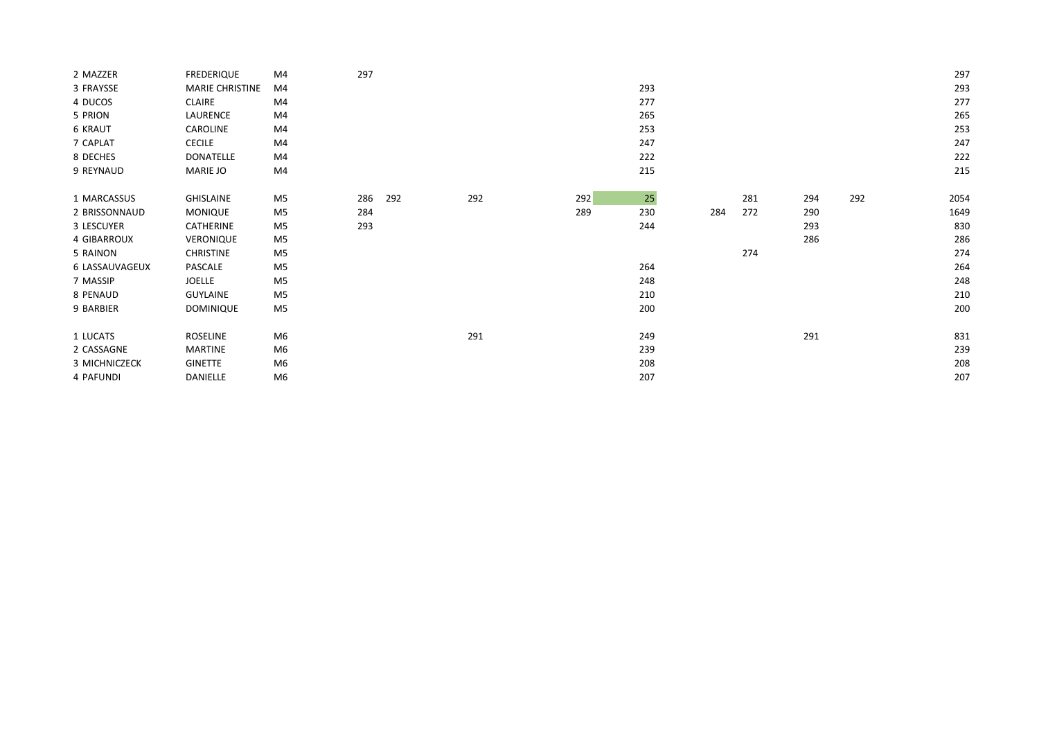| | | | | | | | | | | | | |
|---|---|---|---|---|---|---|---|---|---|---|---|---|
| 2 MAZZER | FREDERIQUE | M4 | 297 | | | | | | | | | 297 |
| 3 FRAYSSE | MARIE CHRISTINE | M4 | | | | | 293 | | | | | 293 |
| 4 DUCOS | CLAIRE | M4 | | | | | 277 | | | | | 277 |
| 5 PRION | LAURENCE | M4 | | | | | 265 | | | | | 265 |
| 6 KRAUT | CAROLINE | M4 | | | | | 253 | | | | | 253 |
| 7 CAPLAT | CECILE | M4 | | | | | 247 | | | | | 247 |
| 8 DECHES | DONATELLE | M4 | | | | | 222 | | | | | 222 |
| 9 REYNAUD | MARIE JO | M4 | | | | | 215 | | | | | 215 |
| | | | | | | | | | | | | |
| 1 MARCASSUS | GHISLAINE | M5 | 286 | 292 | 292 | 292 | 25 | | 281 | 294 | 292 | 2054 |
| 2 BRISSONNAUD | MONIQUE | M5 | 284 | | | 289 | 230 | 284 | 272 | 290 | | 1649 |
| 3 LESCUYER | CATHERINE | M5 | 293 | | | | 244 | | | 293 | | 830 |
| 4 GIBARROUX | VERONIQUE | M5 | | | | | | | | 286 | | 286 |
| 5 RAINON | CHRISTINE | M5 | | | | | | | 274 | | | 274 |
| 6 LASSAUVAGEUX | PASCALE | M5 | | | | | 264 | | | | | 264 |
| 7 MASSIP | JOELLE | M5 | | | | | 248 | | | | | 248 |
| 8 PENAUD | GUYLAINE | M5 | | | | | 210 | | | | | 210 |
| 9 BARBIER | DOMINIQUE | M5 | | | | | 200 | | | | | 200 |
| | | | | | | | | | | | | |
| 1 LUCATS | ROSELINE | M6 | | | 291 | | 249 | | | 291 | | 831 |
| 2 CASSAGNE | MARTINE | M6 | | | | | 239 | | | | | 239 |
| 3 MICHNICZECK | GINETTE | M6 | | | | | 208 | | | | | 208 |
| 4 PAFUNDI | DANIELLE | M6 | | | | | 207 | | | | | 207 |